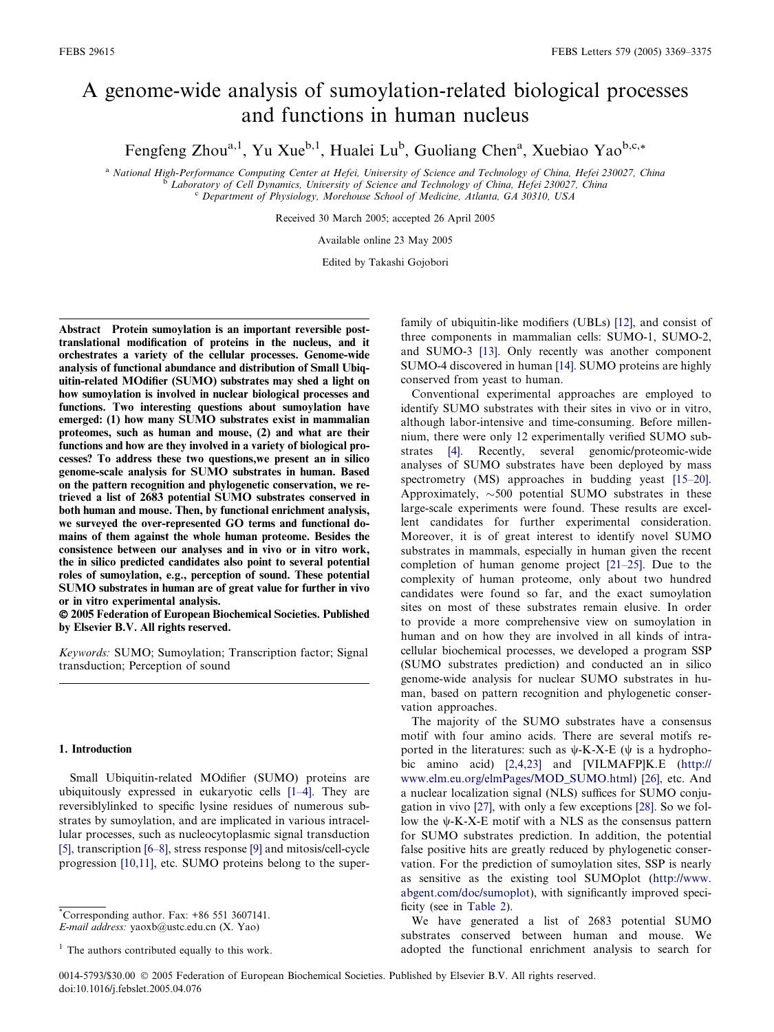# A genome-wide analysis of sumoylation-related biological processes and functions in human nucleus

Fengfeng Zhou[a,1], Yu Xue[b,1], Hualei Lu[b], Guoliang Chen[a], Xuebiao Yao[b,c,*]

[a] National High-Performance Computing Center at Hefei, University of Science and Technology of China, Hefei 230027, China
[b] Laboratory of Cell Dynamics, University of Science and Technology of China, Hefei 230027, China
[c] Department of Physiology, Morehouse School of Medicine, Atlanta, GA 30310, USA

Received 30 March 2005; accepted 26 April 2005

Available online 23 May 2005

Edited by Takashi Gojobori

**Abstract** Protein sumoylation is an important reversible post-translational modification of proteins in the nucleus, and it orchestrates a variety of the cellular processes. Genome-wide analysis of functional abundance and distribution of Small Ubiquitin-related MOdifier (SUMO) substrates may shed a light on how sumoylation is involved in nuclear biological processes and functions. Two interesting questions about sumoylation have emerged: (1) how many SUMO substrates exist in mammalian proteomes, such as human and mouse, (2) and what are their functions and how are they involved in a variety of biological processes? To address these two questions,we present an in silico genome-scale analysis for SUMO substrates in human. Based on the pattern recognition and phylogenetic conservation, we retrieved a list of 2683 potential SUMO substrates conserved in both human and mouse. Then, by functional enrichment analysis, we surveyed the over-represented GO terms and functional domains of them against the whole human proteome. Besides the consistence between our analyses and in vivo or in vitro work, the in silico predicted candidates also point to several potential roles of sumoylation, e.g., perception of sound. These potential SUMO substrates in human are of great value for further in vivo or in vitro experimental analysis.

**© 2005 Federation of European Biochemical Societies. Published by Elsevier B.V. All rights reserved.**

*Keywords:* SUMO; Sumoylation; Transcription factor; Signal transduction; Perception of sound

## 1. Introduction

Small Ubiquitin-related MOdifier (SUMO) proteins are ubiquitously expressed in eukaryotic cells [1–4]. They are reversiblylinked to specific lysine residues of numerous substrates by sumoylation, and are implicated in various intracellular processes, such as nucleocytoplasmic signal transduction [5], transcription [6–8], stress response [9] and mitosis/cell-cycle progression [10,11], etc. SUMO proteins belong to the superfamily of ubiquitin-like modifiers (UBLs) [12], and consist of three components in mammalian cells: SUMO-1, SUMO-2, and SUMO-3 [13]. Only recently was another component SUMO-4 discovered in human [14]. SUMO proteins are highly conserved from yeast to human.

Conventional experimental approaches are employed to identify SUMO substrates with their sites in vivo or in vitro, although labor-intensive and time-consuming. Before millennium, there were only 12 experimentally verified SUMO substrates [4]. Recently, several genomic/proteomic-wide analyses of SUMO substrates have been deployed by mass spectrometry (MS) approaches in budding yeast [15–20]. Approximately, ~500 potential SUMO substrates in these large-scale experiments were found. These results are excellent candidates for further experimental consideration. Moreover, it is of great interest to identify novel SUMO substrates in mammals, especially in human given the recent completion of human genome project [21–25]. Due to the complexity of human proteome, only about two hundred candidates were found so far, and the exact sumoylation sites on most of these substrates remain elusive. In order to provide a more comprehensive view on sumoylation in human and on how they are involved in all kinds of intracellular biochemical processes, we developed a program SSP (SUMO substrates prediction) and conducted an in silico genome-wide analysis for nuclear SUMO substrates in human, based on pattern recognition and phylogenetic conservation approaches.

The majority of the SUMO substrates have a consensus motif with four amino acids. There are several motifs reported in the literatures: such as ψ-K-X-E (ψ is a hydrophobic amino acid) [2,4,23] and [VILMAFP]K.E (http://www.elm.eu.org/elmPages/MOD_SUMO.html) [26], etc. And a nuclear localization signal (NLS) suffices for SUMO conjugation in vivo [27], with only a few exceptions [28]. So we follow the ψ-K-X-E motif with a NLS as the consensus pattern for SUMO substrates prediction. In addition, the potential false positive hits are greatly reduced by phylogenetic conservation. For the prediction of sumoylation sites, SSP is nearly as sensitive as the existing tool SUMOplot (http://www.abgent.com/doc/sumoplot), with significantly improved specificity (see in Table 2).

We have generated a list of 2683 potential SUMO substrates conserved between human and mouse. We adopted the functional enrichment analysis to search for

*Corresponding author. Fax: +86 551 3607141.
*E-mail address:* yaoxb@ustc.edu.cn (X. Yao)

[1] The authors contributed equally to this work.

0014-5793/$30.00 © 2005 Federation of European Biochemical Societies. Published by Elsevier B.V. All rights reserved.
doi:10.1016/j.febslet.2005.04.076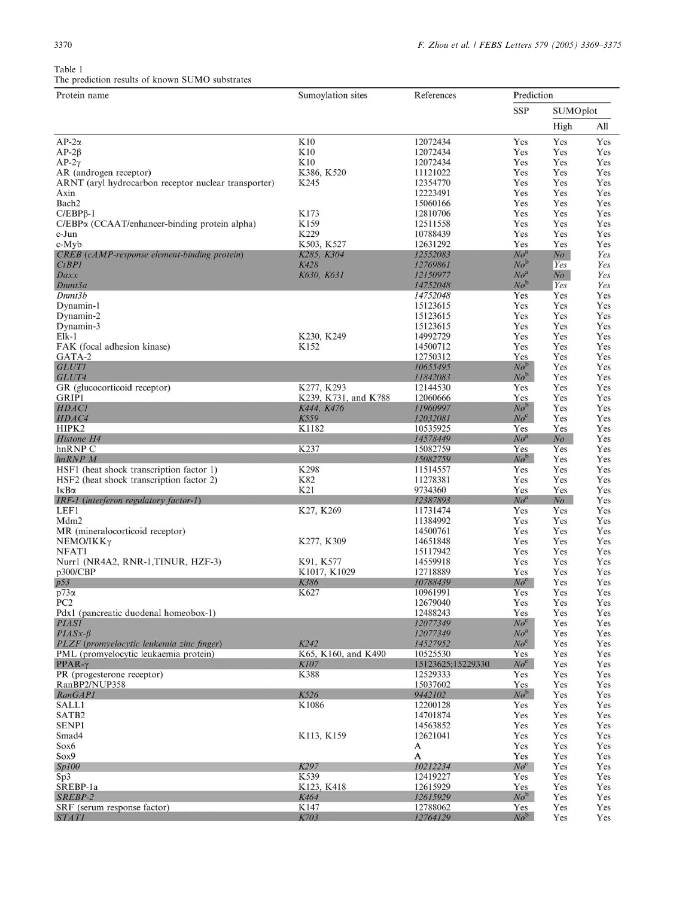Table 1
The prediction results of known SUMO substrates

| Protein name | Sumoylation sites | References | Prediction | | |
|---|---|---|---|---|---|
| | | | SSP | SUMOplot | |
| | | | | High | All |
| AP-2α | K10 | 12072434 | Yes | Yes | Yes |
| AP-2β | K10 | 12072434 | Yes | Yes | Yes |
| AP-2γ | K10 | 12072434 | Yes | Yes | Yes |
| AR (androgen receptor) | K386, K520 | 11121022 | Yes | Yes | Yes |
| ARNT (aryl hydrocarbon receptor nuclear transporter) | K245 | 12354770 | Yes | Yes | Yes |
| Axin | | 12223491 | Yes | Yes | Yes |
| Bach2 | | 15060166 | Yes | Yes | Yes |
| C/EBPβ-1 | K173 | 12810706 | Yes | Yes | Yes |
| C/EBPα (CCAAT/enhancer-binding protein alpha) | K159 | 12511558 | Yes | Yes | Yes |
| c-Jun | K229 | 10788439 | Yes | Yes | Yes |
| c-Myb | K503, K527 | 12631292 | Yes | Yes | Yes |
| *CREB (cAMP-response element-binding protein)* | *K285, K304* | *12552083* | *No*[a] | *No* | *Yes* |
| *CtBP1* | *K428* | *12769861* | *No*[b] | *Yes* | *Yes* |
| *Daxx* | *K630, K631* | *12150977* | *No*[a] | *No* | *Yes* |
| *Dnmt3a* | | *14752048* | *No*[b] | *Yes* | *Yes* |
| Dnmt3b | | 14752048 | Yes | Yes | Yes |
| Dynamin-1 | | 15123615 | Yes | Yes | Yes |
| Dynamin-2 | | 15123615 | Yes | Yes | Yes |
| Dynamin-3 | | 15123615 | Yes | Yes | Yes |
| Elk-1 | K230, K249 | 14992729 | Yes | Yes | Yes |
| FAK (focal adhesion kinase) | K152 | 14500712 | Yes | Yes | Yes |
| GATA-2 | | 12750312 | Yes | Yes | Yes |
| *GLUT1* | | *10655495* | *No*[b] | Yes | Yes |
| *GLUT4* | | *11842083* | *No*[b] | Yes | Yes |
| GR (glucocorticoid receptor) | K277, K293 | 12144530 | Yes | Yes | Yes |
| GRIP1 | K239, K731, and K788 | 12060666 | Yes | Yes | Yes |
| *HDAC1* | *K444, K476* | *11960997* | *No*[b] | Yes | Yes |
| *HDAC4* | *K559* | *12032081* | *No*[c] | Yes | Yes |
| HIPK2 | K1182 | 10535925 | Yes | Yes | Yes |
| *Histone H4* | | *14578449* | *No*[a] | *No* | Yes |
| hnRNP C | K237 | 15082759 | Yes | Yes | Yes |
| *hnRNP M* | | *15082759* | *No*[b] | Yes | Yes |
| HSF1 (heat shock transcription factor 1) | K298 | 11514557 | Yes | Yes | Yes |
| HSF2 (heat shock transcription factor 2) | K82 | 11278381 | Yes | Yes | Yes |
| IκBα | K21 | 9734360 | Yes | Yes | Yes |
| *IRF-1 (interferon regulatory factor-1)* | | *12387893* | *No*[a] | *No* | Yes |
| LEF1 | K27, K269 | 11731474 | Yes | Yes | Yes |
| Mdm2 | | 11384992 | Yes | Yes | Yes |
| MR (mineralocorticoid receptor) | | 14500761 | Yes | Yes | Yes |
| NEMO/IKKγ | K277, K309 | 14651848 | Yes | Yes | Yes |
| NFAT1 | | 15117942 | Yes | Yes | Yes |
| Nurr1 (NR4A2, RNR-1,TINUR, HZF-3) | K91, K577 | 14559918 | Yes | Yes | Yes |
| p300/CBP | K1017, K1029 | 12718889 | Yes | Yes | Yes |
| *p53* | *K386* | *10788439* | *No*[c] | Yes | Yes |
| p73α | K627 | 10961991 | Yes | Yes | Yes |
| PC2 | | 12679040 | Yes | Yes | Yes |
| Pdx1 (pancreatic duodenal homeobox-1) | | 12488243 | Yes | Yes | Yes |
| *PIAS1* | | *12077349* | *No*[c] | Yes | Yes |
| *PIASx-β* | | *12077349* | *No*[a] | Yes | Yes |
| *PLZF (promyelocytic leukemia zinc finger)* | *K242* | *14527952* | *No*[c] | Yes | Yes |
| PML (promyelocytic leukaemia protein) | K65, K160, and K490 | 10525530 | Yes | Yes | Yes |
| PPAR-γ | *K107* | *15123625;15229330* | *No*[c] | Yes | Yes |
| PR (progesterone receptor) | K388 | 12529333 | Yes | Yes | Yes |
| RanBP2/NUP358 | | 15037602 | Yes | Yes | Yes |
| *RanGAP1* | *K526* | *9442102* | *No*[b] | Yes | Yes |
| SALL1 | K1086 | 12200128 | Yes | Yes | Yes |
| SATB2 | | 14701874 | Yes | Yes | Yes |
| SENP1 | | 14563852 | Yes | Yes | Yes |
| Smad4 | K113, K159 | 12621041 | Yes | Yes | Yes |
| Sox6 | | A | Yes | Yes | Yes |
| Sox9 | | A | Yes | Yes | Yes |
| *Sp100* | *K297* | *10212234* | *No*[c] | Yes | Yes |
| Sp3 | K539 | 12419227 | Yes | Yes | Yes |
| SREBP-1a | K123, K418 | 12615929 | Yes | Yes | Yes |
| *SREBP-2* | *K464* | *12615929* | *No*[b] | Yes | Yes |
| SRF (serum response factor) | K147 | 12788062 | Yes | Yes | Yes |
| *STAT1* | *K703* | *12764129* | *No*[b] | Yes | Yes |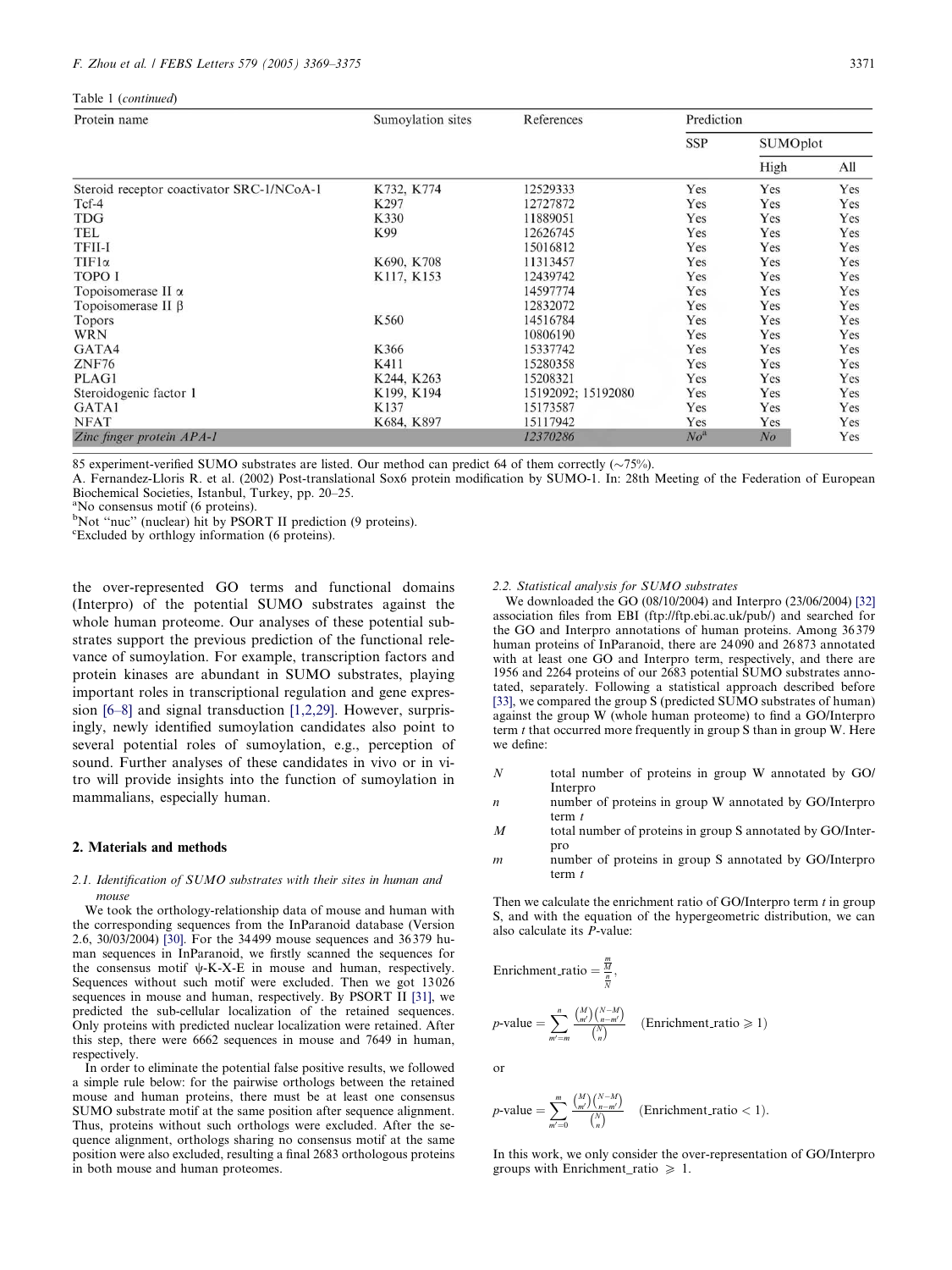Table 1 (continued)

| Protein name | Sumoylation sites | References | Prediction | | |
|---|---|---|---|---|---|
| | | | SSP | SUMOplot | |
| | | | | High | All |
| Steroid receptor coactivator SRC-1/NCoA-1 | K732, K774 | 12529333 | Yes | Yes | Yes |
| Tcf-4 | K297 | 12727872 | Yes | Yes | Yes |
| TDG | K330 | 11889051 | Yes | Yes | Yes |
| TEL | K99 | 12626745 | Yes | Yes | Yes |
| TFII-I | | 15016812 | Yes | Yes | Yes |
| TIF1α | K690, K708 | 11313457 | Yes | Yes | Yes |
| TOPO I | K117, K153 | 12439742 | Yes | Yes | Yes |
| Topoisomerase II α | | 14597774 | Yes | Yes | Yes |
| Topoisomerase II β | | 12832072 | Yes | Yes | Yes |
| Topors | K560 | 14516784 | Yes | Yes | Yes |
| WRN | | 10806190 | Yes | Yes | Yes |
| GATA4 | K366 | 15337742 | Yes | Yes | Yes |
| ZNF76 | K411 | 15280358 | Yes | Yes | Yes |
| PLAG1 | K244, K263 | 15208321 | Yes | Yes | Yes |
| Steroidogenic factor 1 | K199, K194 | 15192092; 15192080 | Yes | Yes | Yes |
| GATA1 | K137 | 15173587 | Yes | Yes | Yes |
| NFAT | K684, K897 | 15117942 | Yes | Yes | Yes |
| *Zinc finger protein APA-1* | | *12370286* | *No*[a] | *No* | Yes |

85 experiment-verified SUMO substrates are listed. Our method can predict 64 of them correctly (~75%).
A. Fernandez-Lloris R. et al. (2002) Post-translational Sox6 protein modification by SUMO-1. In: 28th Meeting of the Federation of European Biochemical Societies, Istanbul, Turkey, pp. 20–25.
[a]No consensus motif (6 proteins).
[b]Not "nuc" (nuclear) hit by PSORT II prediction (9 proteins).
[c]Excluded by orthlogy information (6 proteins).

the over-represented GO terms and functional domains (Interpro) of the potential SUMO substrates against the whole human proteome. Our analyses of these potential substrates support the previous prediction of the functional relevance of sumoylation. For example, transcription factors and protein kinases are abundant in SUMO substrates, playing important roles in transcriptional regulation and gene expression [6–8] and signal transduction [1,2,29]. However, surprisingly, newly identified sumoylation candidates also point to several potential roles of sumoylation, e.g., perception of sound. Further analyses of these candidates in vivo or in vitro will provide insights into the function of sumoylation in mammalians, especially human.

## 2. Materials and methods

### 2.1. Identification of SUMO substrates with their sites in human and mouse

We took the orthology-relationship data of mouse and human with the corresponding sequences from the InParanoid database (Version 2.6, 30/03/2004) [30]. For the 34499 mouse sequences and 36379 human sequences in InParanoid, we firstly scanned the sequences for the consensus motif ψ-K-X-E in mouse and human, respectively. Sequences without such motif were excluded. Then we got 13026 sequences in mouse and human, respectively. By PSORT II [31], we predicted the sub-cellular localization of the retained sequences. Only proteins with predicted nuclear localization were retained. After this step, there were 6662 sequences in mouse and 7649 in human, respectively.

In order to eliminate the potential false positive results, we followed a simple rule below: for the pairwise orthologs between the retained mouse and human proteins, there must be at least one consensus SUMO substrate motif at the same position after sequence alignment. Thus, proteins without such orthologs were excluded. After the sequence alignment, orthologs sharing no consensus motif at the same position were also excluded, resulting a final 2683 orthologous proteins in both mouse and human proteomes.

### 2.2. Statistical analysis for SUMO substrates

We downloaded the GO (08/10/2004) and Interpro (23/06/2004) [32] association files from EBI (ftp://ftp.ebi.ac.uk/pub/) and searched for the GO and Interpro annotations of human proteins. Among 36379 human proteins of InParanoid, there are 24090 and 26873 annotated with at least one GO and Interpro term, respectively, and there are 1956 and 2264 proteins of our 2683 potential SUMO substrates annotated, separately. Following a statistical approach described before [33], we compared the group S (predicted SUMO substrates of human) against the group W (whole human proteome) to find a GO/Interpro term $t$ that occurred more frequently in group S than in group W. Here we define:

- $N$ total number of proteins in group W annotated by GO/Interpro
- $n$ number of proteins in group W annotated by GO/Interpro term $t$
- $M$ total number of proteins in group S annotated by GO/Interpro
- $m$ number of proteins in group S annotated by GO/Interpro term $t$

Then we calculate the enrichment ratio of GO/Interpro term $t$ in group S, and with the equation of the hypergeometric distribution, we can also calculate its $P$-value:

$$\text{Enrichment\_ratio} = \frac{\frac{m}{M}}{\frac{n}{N}},$$

$$p\text{-value} = \sum_{m'=m}^{n} \frac{\binom{M}{m'}\binom{N-M}{n-m'}}{\binom{N}{n}} \quad (\text{Enrichment\_ratio} \geqslant 1)$$

or

$$p\text{-value} = \sum_{m'=0}^{m} \frac{\binom{M}{m'}\binom{N-M}{n-m'}}{\binom{N}{n}} \quad (\text{Enrichment\_ratio} < 1).$$

In this work, we only consider the over-representation of GO/Interpro groups with Enrichment_ratio $\geqslant$ 1.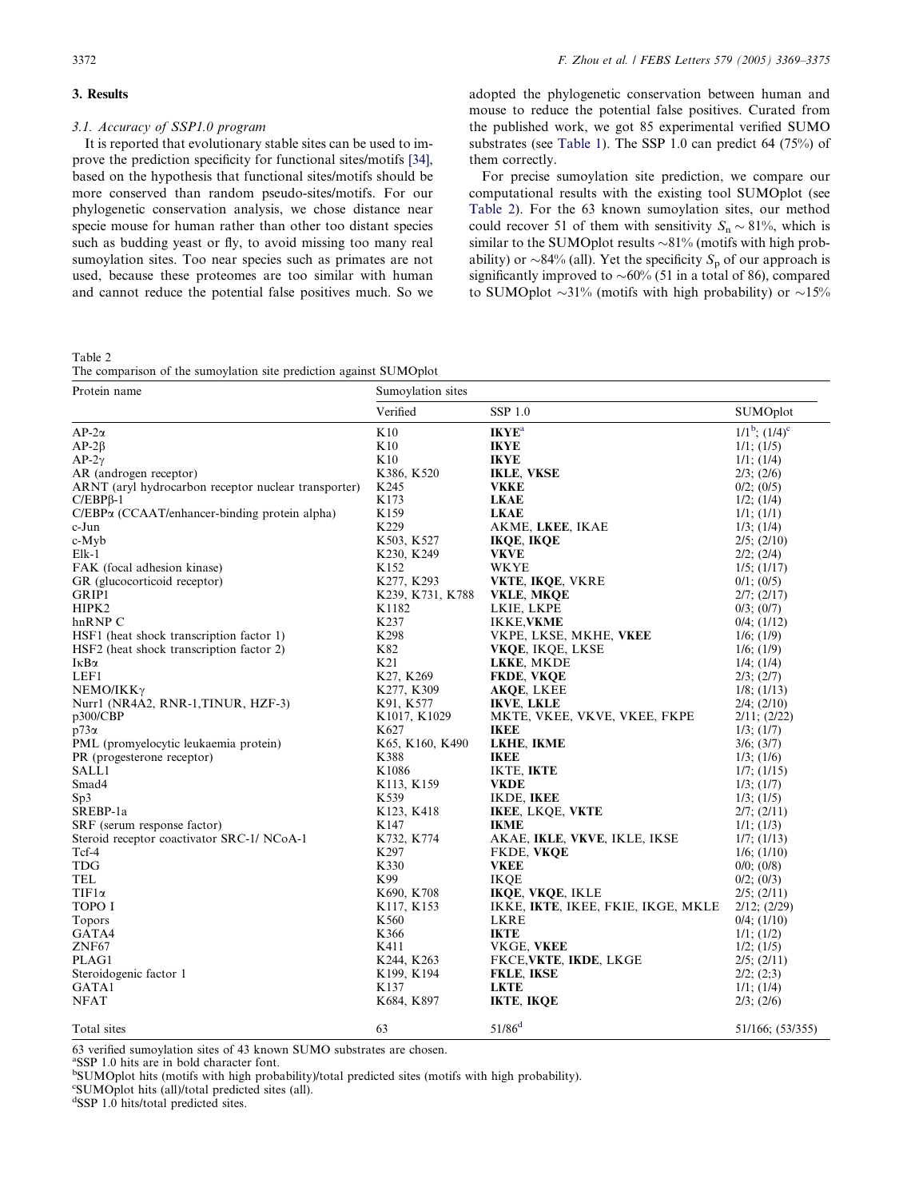## 3. Results

### 3.1. Accuracy of SSP1.0 program

It is reported that evolutionary stable sites can be used to improve the prediction specificity for functional sites/motifs [34], based on the hypothesis that functional sites/motifs should be more conserved than random pseudo-sites/motifs. For our phylogenetic conservation analysis, we chose distance near specie mouse for human rather than other too distant species such as budding yeast or fly, to avoid missing too many real sumoylation sites. Too near species such as primates are not used, because these proteomes are too similar with human and cannot reduce the potential false positives much. So we adopted the phylogenetic conservation between human and mouse to reduce the potential false positives. Curated from the published work, we got 85 experimental verified SUMO substrates (see Table 1). The SSP 1.0 can predict 64 (75%) of them correctly.

For precise sumoylation site prediction, we compare our computational results with the existing tool SUMOplot (see Table 2). For the 63 known sumoylation sites, our method could recover 51 of them with sensitivity $S_n \sim 81\%$, which is similar to the SUMOplot results ~81% (motifs with high probability) or ~84% (all). Yet the specificity $S_p$ of our approach is significantly improved to ~60% (51 in a total of 86), compared to SUMOplot ~31% (motifs with high probability) or ~15%

Table 2
The comparison of the sumoylation site prediction against SUMOplot

| Protein name | Sumoylation sites | | |
|---|---|---|---|
| | Verified | SSP 1.0 | SUMOplot |
| AP-2α | K10 | **IKYE**[a] | 1/1[b]; (1/4)[c] |
| AP-2β | K10 | **IKYE** | 1/1; (1/5) |
| AP-2γ | K10 | **IKYE** | 1/1; (1/4) |
| AR (androgen receptor) | K386, K520 | **IKLE**, **VKSE** | 2/3; (2/6) |
| ARNT (aryl hydrocarbon receptor nuclear transporter) | K245 | **VKKE** | 0/2; (0/5) |
| C/EBPβ-1 | K173 | **LKAE** | 1/2; (1/4) |
| C/EBPα (CCAAT/enhancer-binding protein alpha) | K159 | **LKAE** | 1/1; (1/1) |
| c-Jun | K229 | AKME, **LKEE**, IKAE | 1/3; (1/4) |
| c-Myb | K503, K527 | **IKQE**, **IKQE** | 2/5; (2/10) |
| Elk-1 | K230, K249 | **VKVE** | 2/2; (2/4) |
| FAK (focal adhesion kinase) | K152 | WKYE | 1/5; (1/17) |
| GR (glucocorticoid receptor) | K277, K293 | **VKTE**, **IKQE**, VKRE | 0/1; (0/5) |
| GRIP1 | K239, K731, K788 | **VKLE**, **MKQE** | 2/7; (2/17) |
| HIPK2 | K1182 | LKIE, LKPE | 0/3; (0/7) |
| hnRNP C | K237 | IKKE,**VKME** | 0/4; (1/12) |
| HSF1 (heat shock transcription factor 1) | K298 | VKPE, LKSE, MKHE, **VKEE** | 1/6; (1/9) |
| HSF2 (heat shock transcription factor 2) | K82 | **VKQE**, IKQE, LKSE | 1/6; (1/9) |
| IκBα | K21 | **LKKE**, MKDE | 1/4; (1/4) |
| LEF1 | K27, K269 | **FKDE**, **VKQE** | 2/3; (2/7) |
| NEMO/IKKγ | K277, K309 | **AKQE**, LKEE | 1/8; (1/13) |
| Nurr1 (NR4A2, RNR-1,TINUR, HZF-3) | K91, K577 | **IKVE**, **LKLE** | 2/4; (2/10) |
| p300/CBP | K1017, K1029 | MKTE, VKEE, VKVE, VKEE, FKPE | 2/11; (2/22) |
| p73α | K627 | **IKEE** | 1/3; (1/7) |
| PML (promyelocytic leukaemia protein) | K65, K160, K490 | **LKHE**, **IKME** | 3/6; (3/7) |
| PR (progesterone receptor) | K388 | **IKEE** | 1/3; (1/6) |
| SALL1 | K1086 | IKTE, **IKTE** | 1/7; (1/15) |
| Smad4 | K113, K159 | **VKDE** | 1/3; (1/7) |
| Sp3 | K539 | IKDE, **IKEE** | 1/3; (1/5) |
| SREBP-1a | K123, K418 | **IKEE**, LKQE, **VKTE** | 2/7; (2/11) |
| SRF (serum response factor) | K147 | **IKME** | 1/1; (1/3) |
| Steroid receptor coactivator SRC-1/ NCoA-1 | K732, K774 | AKAE, **IKLE**, **VKVE**, IKLE, IKSE | 1/7; (1/13) |
| Tcf-4 | K297 | FKDE, **VKQE** | 1/6; (1/10) |
| TDG | K330 | **VKEE** | 0/0; (0/8) |
| TEL | K99 | IKQE | 0/2; (0/3) |
| TIF1α | K690, K708 | **IKQE**, **VKQE**, IKLE | 2/5; (2/11) |
| TOPO I | K117, K153 | IKKE, **IKTE**, IKEE, FKIE, IKGE, MKLE | 2/12; (2/29) |
| Topors | K560 | LKRE | 0/4; (1/10) |
| GATA4 | K366 | **IKTE** | 1/1; (1/2) |
| ZNF67 | K411 | VKGE, **VKEE** | 1/2; (1/5) |
| PLAG1 | K244, K263 | FKCE,**VKTE**, **IKDE**, LKGE | 2/5; (2/11) |
| Steroidogenic factor 1 | K199, K194 | **FKLE**, **IKSE** | 2/2; (2;3) |
| GATA1 | K137 | **LKTE** | 1/1; (1/4) |
| NFAT | K684, K897 | **IKTE**, **IKQE** | 2/3; (2/6) |
| Total sites | 63 | 51/86[d] | 51/166; (53/355) |

63 verified sumoylation sites of 43 known SUMO substrates are chosen.
[a]SSP 1.0 hits are in bold character font.
[b]SUMOplot hits (motifs with high probability)/total predicted sites (motifs with high probability).
[c]SUMOplot hits (all)/total predicted sites (all).
[d]SSP 1.0 hits/total predicted sites.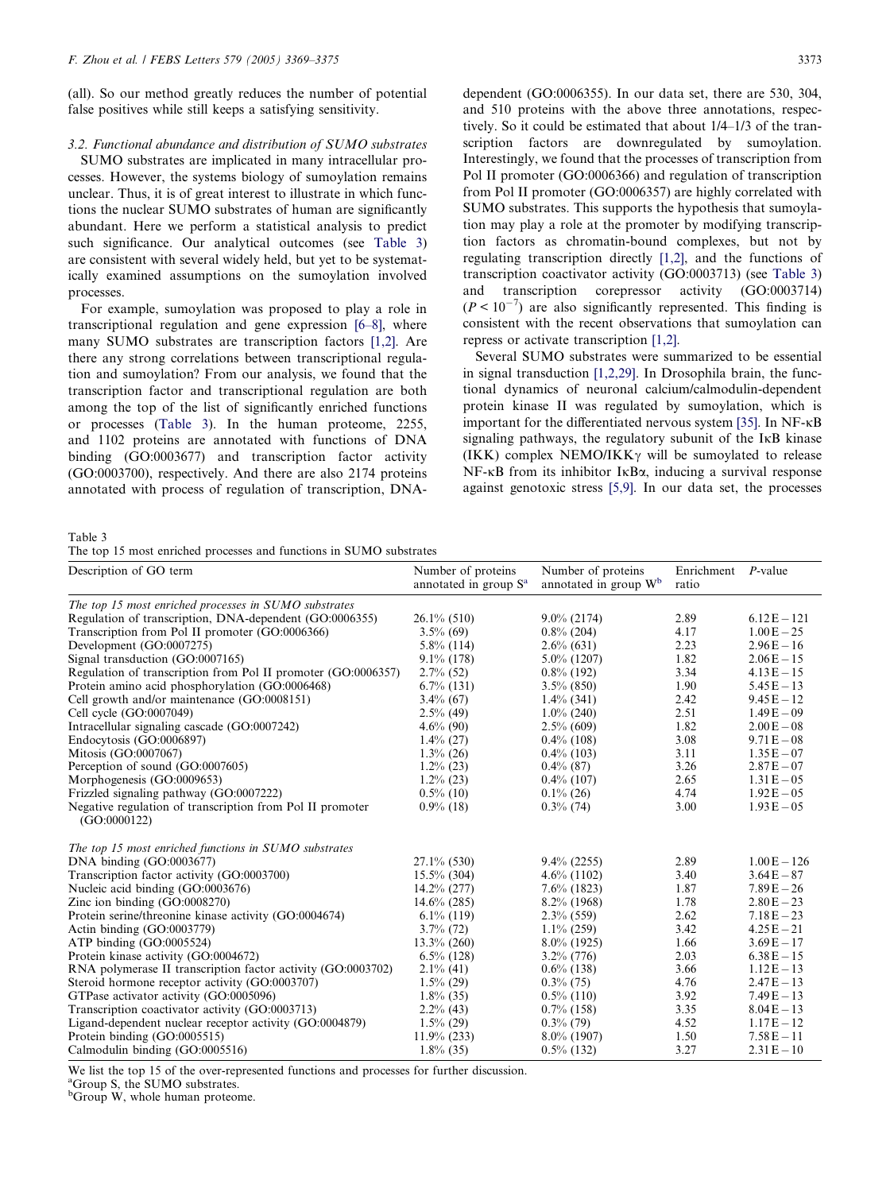(all). So our method greatly reduces the number of potential false positives while still keeps a satisfying sensitivity.

### 3.2. Functional abundance and distribution of SUMO substrates

SUMO substrates are implicated in many intracellular processes. However, the systems biology of sumoylation remains unclear. Thus, it is of great interest to illustrate in which functions the nuclear SUMO substrates of human are significantly abundant. Here we perform a statistical analysis to predict such significance. Our analytical outcomes (see Table 3) are consistent with several widely held, but yet to be systematically examined assumptions on the sumoylation involved processes.

For example, sumoylation was proposed to play a role in transcriptional regulation and gene expression [6–8], where many SUMO substrates are transcription factors [1,2]. Are there any strong correlations between transcriptional regulation and sumoylation? From our analysis, we found that the transcription factor and transcriptional regulation are both among the top of the list of significantly enriched functions or processes (Table 3). In the human proteome, 2255, and 1102 proteins are annotated with functions of DNA binding (GO:0003677) and transcription factor activity (GO:0003700), respectively. And there are also 2174 proteins annotated with process of regulation of transcription, DNA-dependent (GO:0006355). In our data set, there are 530, 304, and 510 proteins with the above three annotations, respectively. So it could be estimated that about 1/4–1/3 of the transcription factors are downregulated by sumoylation. Interestingly, we found that the processes of transcription from Pol II promoter (GO:0006366) and regulation of transcription from Pol II promoter (GO:0006357) are highly correlated with SUMO substrates. This supports the hypothesis that sumoylation may play a role at the promoter by modifying transcription factors as chromatin-bound complexes, but not by regulating transcription directly [1,2], and the functions of transcription coactivator activity (GO:0003713) (see Table 3) and transcription corepressor activity (GO:0003714) ($P < 10^{-7}$) are also significantly represented. This finding is consistent with the recent observations that sumoylation can repress or activate transcription [1,2].

Several SUMO substrates were summarized to be essential in signal transduction [1,2,29]. In Drosophila brain, the functional dynamics of neuronal calcium/calmodulin-dependent protein kinase II was regulated by sumoylation, which is important for the differentiated nervous system [35]. In NF-κB signaling pathways, the regulatory subunit of the IκB kinase (IKK) complex NEMO/IKKγ will be sumoylated to release NF-κB from its inhibitor IκBα, inducing a survival response against genotoxic stress [5,9]. In our data set, the processes

Table 3
The top 15 most enriched processes and functions in SUMO substrates

| Description of GO term | Number of proteins annotated in group S[a] | Number of proteins annotated in group W[b] | Enrichment ratio | P-value |
|---|---|---|---|---|
| *The top 15 most enriched processes in SUMO substrates* | | | | |
| Regulation of transcription, DNA-dependent (GO:0006355) | 26.1% (510) | 9.0% (2174) | 2.89 | 6.12E−121 |
| Transcription from Pol II promoter (GO:0006366) | 3.5% (69) | 0.8% (204) | 4.17 | 1.00E−25 |
| Development (GO:0007275) | 5.8% (114) | 2.6% (631) | 2.23 | 2.96E−16 |
| Signal transduction (GO:0007165) | 9.1% (178) | 5.0% (1207) | 1.82 | 2.06E−15 |
| Regulation of transcription from Pol II promoter (GO:0006357) | 2.7% (52) | 0.8% (192) | 3.34 | 4.13E−15 |
| Protein amino acid phosphorylation (GO:0006468) | 6.7% (131) | 3.5% (850) | 1.90 | 5.45E−13 |
| Cell growth and/or maintenance (GO:0008151) | 3.4% (67) | 1.4% (341) | 2.42 | 9.45E−12 |
| Cell cycle (GO:0007049) | 2.5% (49) | 1.0% (240) | 2.51 | 1.49E−09 |
| Intracellular signaling cascade (GO:0007242) | 4.6% (90) | 2.5% (609) | 1.82 | 2.00E−08 |
| Endocytosis (GO:0006897) | 1.4% (27) | 0.4% (108) | 3.08 | 9.71E−08 |
| Mitosis (GO:0007067) | 1.3% (26) | 0.4% (103) | 3.11 | 1.35E−07 |
| Perception of sound (GO:0007605) | 1.2% (23) | 0.4% (87) | 3.26 | 2.87E−07 |
| Morphogenesis (GO:0009653) | 1.2% (23) | 0.4% (107) | 2.65 | 1.31E−05 |
| Frizzled signaling pathway (GO:0007222) | 0.5% (10) | 0.1% (26) | 4.74 | 1.92E−05 |
| Negative regulation of transcription from Pol II promoter (GO:0000122) | 0.9% (18) | 0.3% (74) | 3.00 | 1.93E−05 |
| *The top 15 most enriched functions in SUMO substrates* | | | | |
| DNA binding (GO:0003677) | 27.1% (530) | 9.4% (2255) | 2.89 | 1.00E−126 |
| Transcription factor activity (GO:0003700) | 15.5% (304) | 4.6% (1102) | 3.40 | 3.64E−87 |
| Nucleic acid binding (GO:0003676) | 14.2% (277) | 7.6% (1823) | 1.87 | 7.89E−26 |
| Zinc ion binding (GO:0008270) | 14.6% (285) | 8.2% (1968) | 1.78 | 2.80E−23 |
| Protein serine/threonine kinase activity (GO:0004674) | 6.1% (119) | 2.3% (559) | 2.62 | 7.18E−23 |
| Actin binding (GO:0003779) | 3.7% (72) | 1.1% (259) | 3.42 | 4.25E−21 |
| ATP binding (GO:0005524) | 13.3% (260) | 8.0% (1925) | 1.66 | 3.69E−17 |
| Protein kinase activity (GO:0004672) | 6.5% (128) | 3.2% (776) | 2.03 | 6.38E−15 |
| RNA polymerase II transcription factor activity (GO:0003702) | 2.1% (41) | 0.6% (138) | 3.66 | 1.12E−13 |
| Steroid hormone receptor activity (GO:0003707) | 1.5% (29) | 0.3% (75) | 4.76 | 2.47E−13 |
| GTPase activator activity (GO:0005096) | 1.8% (35) | 0.5% (110) | 3.92 | 7.49E−13 |
| Transcription coactivator activity (GO:0003713) | 2.2% (43) | 0.7% (158) | 3.35 | 8.04E−13 |
| Ligand-dependent nuclear receptor activity (GO:0004879) | 1.5% (29) | 0.3% (79) | 4.52 | 1.17E−12 |
| Protein binding (GO:0005515) | 11.9% (233) | 8.0% (1907) | 1.50 | 7.58E−11 |
| Calmodulin binding (GO:0005516) | 1.8% (35) | 0.5% (132) | 3.27 | 2.31E−10 |

We list the top 15 of the over-represented functions and processes for further discussion.
[a]Group S, the SUMO substrates.
[b]Group W, whole human proteome.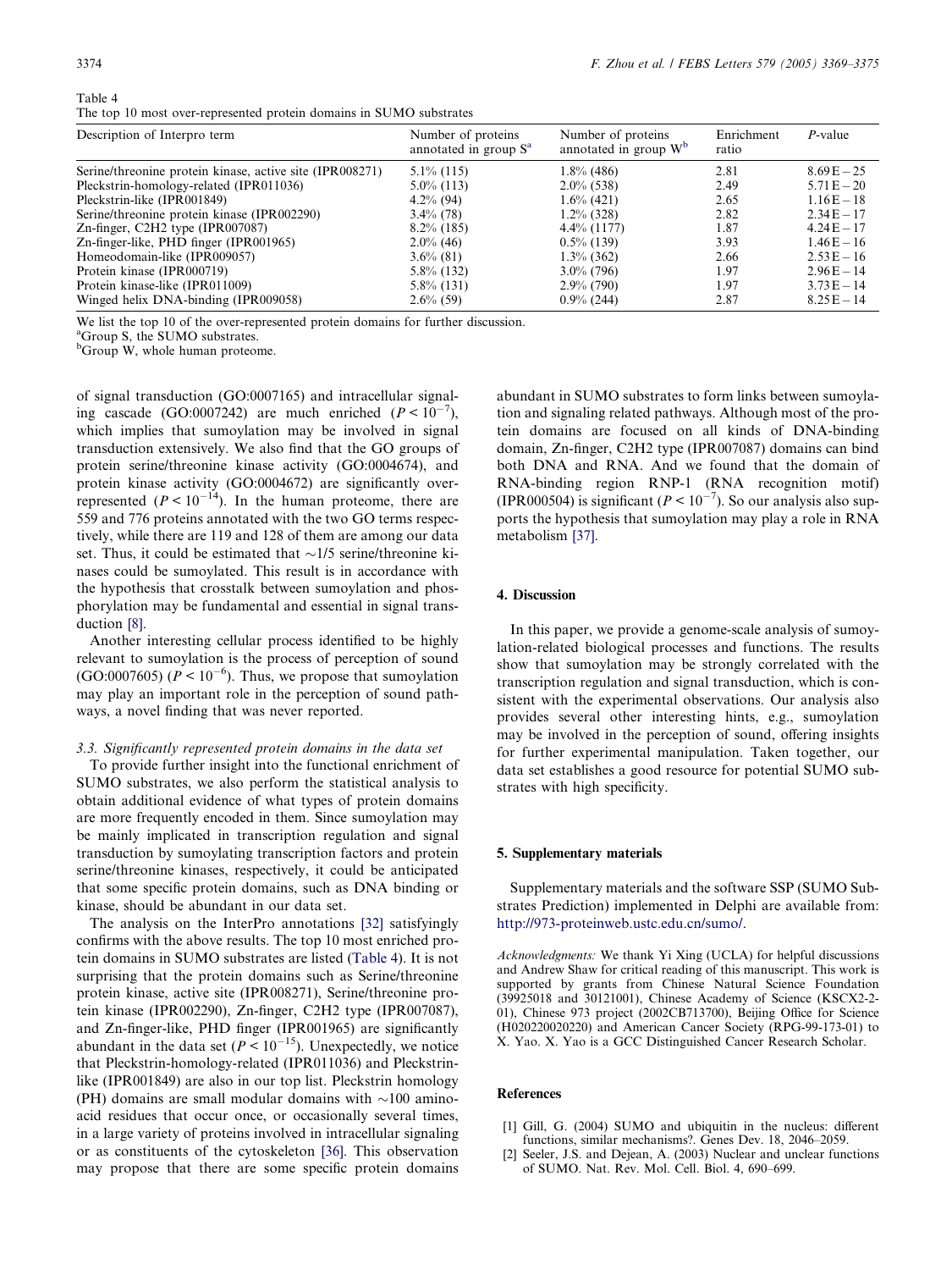Table 4
The top 10 most over-represented protein domains in SUMO substrates

| Description of Interpro term | Number of proteins annotated in group S[a] | Number of proteins annotated in group W[b] | Enrichment ratio | P-value |
|---|---|---|---|---|
| Serine/threonine protein kinase, active site (IPR008271) | 5.1% (115) | 1.8% (486) | 2.81 | 8.69E − 25 |
| Pleckstrin-homology-related (IPR011036) | 5.0% (113) | 2.0% (538) | 2.49 | 5.71E − 20 |
| Pleckstrin-like (IPR001849) | 4.2% (94) | 1.6% (421) | 2.65 | 1.16E − 18 |
| Serine/threonine protein kinase (IPR002290) | 3.4% (78) | 1.2% (328) | 2.82 | 2.34E − 17 |
| Zn-finger, C2H2 type (IPR007087) | 8.2% (185) | 4.4% (1177) | 1.87 | 4.24E − 17 |
| Zn-finger-like, PHD finger (IPR001965) | 2.0% (46) | 0.5% (139) | 3.93 | 1.46E − 16 |
| Homeodomain-like (IPR009057) | 3.6% (81) | 1.3% (362) | 2.66 | 2.53E − 16 |
| Protein kinase (IPR000719) | 5.8% (132) | 3.0% (796) | 1.97 | 2.96E − 14 |
| Protein kinase-like (IPR011009) | 5.8% (131) | 2.9% (790) | 1.97 | 3.73E − 14 |
| Winged helix DNA-binding (IPR009058) | 2.6% (59) | 0.9% (244) | 2.87 | 8.25E − 14 |

We list the top 10 of the over-represented protein domains for further discussion.
[a]Group S, the SUMO substrates.
[b]Group W, whole human proteome.

of signal transduction (GO:0007165) and intracellular signaling cascade (GO:0007242) are much enriched ($P < 10^{-7}$), which implies that sumoylation may be involved in signal transduction extensively. We also find that the GO groups of protein serine/threonine kinase activity (GO:0004674), and protein kinase activity (GO:0004672) are significantly over-represented ($P < 10^{-14}$). In the human proteome, there are 559 and 776 proteins annotated with the two GO terms respectively, while there are 119 and 128 of them are among our data set. Thus, it could be estimated that ~1/5 serine/threonine kinases could be sumoylated. This result is in accordance with the hypothesis that crosstalk between sumoylation and phosphorylation may be fundamental and essential in signal transduction [8].

Another interesting cellular process identified to be highly relevant to sumoylation is the process of perception of sound (GO:0007605) ($P < 10^{-6}$). Thus, we propose that sumoylation may play an important role in the perception of sound pathways, a novel finding that was never reported.

### 3.3. Significantly represented protein domains in the data set

To provide further insight into the functional enrichment of SUMO substrates, we also perform the statistical analysis to obtain additional evidence of what types of protein domains are more frequently encoded in them. Since sumoylation may be mainly implicated in transcription regulation and signal transduction by sumoylating transcription factors and protein serine/threonine kinases, respectively, it could be anticipated that some specific protein domains, such as DNA binding or kinase, should be abundant in our data set.

The analysis on the InterPro annotations [32] satisfyingly confirms with the above results. The top 10 most enriched protein domains in SUMO substrates are listed (Table 4). It is not surprising that the protein domains such as Serine/threonine protein kinase, active site (IPR008271), Serine/threonine protein kinase (IPR002290), Zn-finger, C2H2 type (IPR007087), and Zn-finger-like, PHD finger (IPR001965) are significantly abundant in the data set ($P < 10^{-15}$). Unexpectedly, we notice that Pleckstrin-homology-related (IPR011036) and Pleckstrin-like (IPR001849) are also in our top list. Pleckstrin homology (PH) domains are small modular domains with ~100 amino-acid residues that occur once, or occasionally several times, in a large variety of proteins involved in intracellular signaling or as constituents of the cytoskeleton [36]. This observation may propose that there are some specific protein domains abundant in SUMO substrates to form links between sumoylation and signaling related pathways. Although most of the protein domains are focused on all kinds of DNA-binding domain, Zn-finger, C2H2 type (IPR007087) domains can bind both DNA and RNA. And we found that the domain of RNA-binding region RNP-1 (RNA recognition motif) (IPR000504) is significant ($P < 10^{-7}$). So our analysis also supports the hypothesis that sumoylation may play a role in RNA metabolism [37].

## 4. Discussion

In this paper, we provide a genome-scale analysis of sumoylation-related biological processes and functions. The results show that sumoylation may be strongly correlated with the transcription regulation and signal transduction, which is consistent with the experimental observations. Our analysis also provides several other interesting hints, e.g., sumoylation may be involved in the perception of sound, offering insights for further experimental manipulation. Taken together, our data set establishes a good resource for potential SUMO substrates with high specificity.

## 5. Supplementary materials

Supplementary materials and the software SSP (SUMO Substrates Prediction) implemented in Delphi are available from: http://973-proteinweb.ustc.edu.cn/sumo/.

*Acknowledgments:* We thank Yi Xing (UCLA) for helpful discussions and Andrew Shaw for critical reading of this manuscript. This work is supported by grants from Chinese Natural Science Foundation (39925018 and 30121001), Chinese Academy of Science (KSCX2-2-01), Chinese 973 project (2002CB713700), Beijing Office for Science (H020220020220) and American Cancer Society (RPG-99-173-01) to X. Yao. X. Yao is a GCC Distinguished Cancer Research Scholar.

## References

[1] Gill, G. (2004) SUMO and ubiquitin in the nucleus: different functions, similar mechanisms?. Genes Dev. 18, 2046–2059.

[2] Seeler, J.S. and Dejean, A. (2003) Nuclear and unclear functions of SUMO. Nat. Rev. Mol. Cell. Biol. 4, 690–699.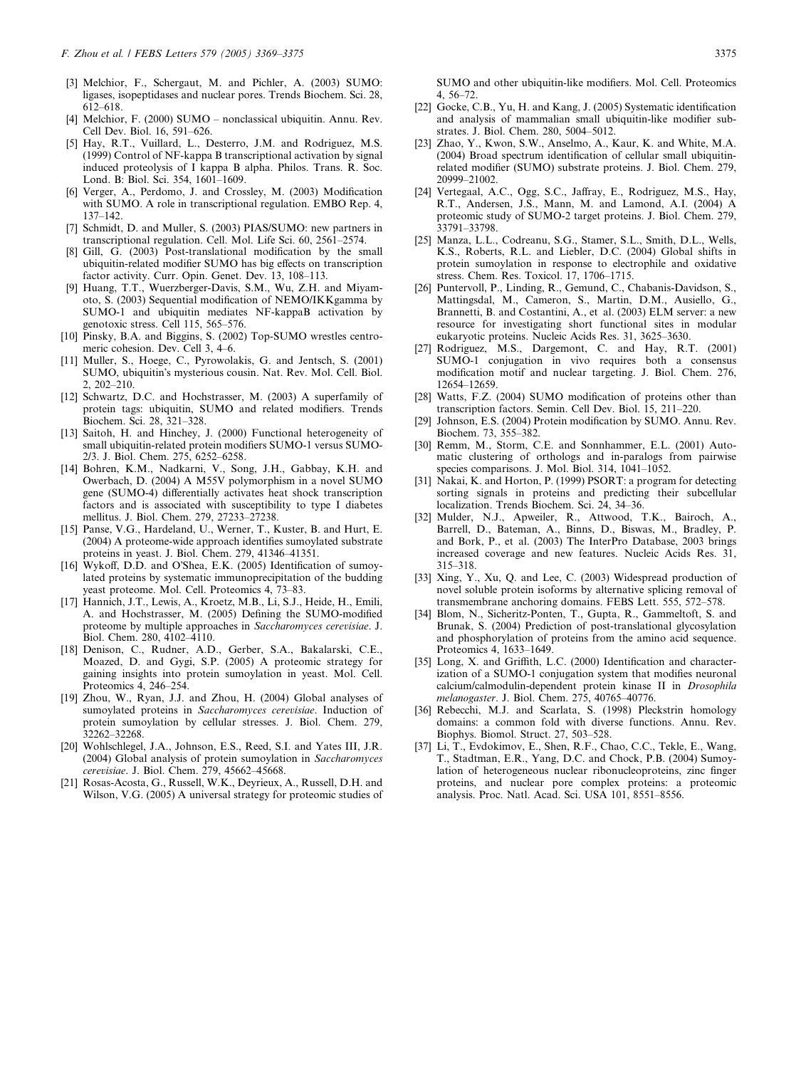[3] Melchior, F., Schergaut, M. and Pichler, A. (2003) SUMO: ligases, isopeptidases and nuclear pores. Trends Biochem. Sci. 28, 612–618.

[4] Melchior, F. (2000) SUMO – nonclassical ubiquitin. Annu. Rev. Cell Dev. Biol. 16, 591–626.

[5] Hay, R.T., Vuillard, L., Desterro, J.M. and Rodriguez, M.S. (1999) Control of NF-kappa B transcriptional activation by signal induced proteolysis of I kappa B alpha. Philos. Trans. R. Soc. Lond. B: Biol. Sci. 354, 1601–1609.

[6] Verger, A., Perdomo, J. and Crossley, M. (2003) Modification with SUMO. A role in transcriptional regulation. EMBO Rep. 4, 137–142.

[7] Schmidt, D. and Muller, S. (2003) PIAS/SUMO: new partners in transcriptional regulation. Cell. Mol. Life Sci. 60, 2561–2574.

[8] Gill, G. (2003) Post-translational modification by the small ubiquitin-related modifier SUMO has big effects on transcription factor activity. Curr. Opin. Genet. Dev. 13, 108–113.

[9] Huang, T.T., Wuerzberger-Davis, S.M., Wu, Z.H. and Miyamoto, S. (2003) Sequential modification of NEMO/IKKgamma by SUMO-1 and ubiquitin mediates NF-kappaB activation by genotoxic stress. Cell 115, 565–576.

[10] Pinsky, B.A. and Biggins, S. (2002) Top-SUMO wrestles centromeric cohesion. Dev. Cell 3, 4–6.

[11] Muller, S., Hoege, C., Pyrowolakis, G. and Jentsch, S. (2001) SUMO, ubiquitin's mysterious cousin. Nat. Rev. Mol. Cell. Biol. 2, 202–210.

[12] Schwartz, D.C. and Hochstrasser, M. (2003) A superfamily of protein tags: ubiquitin, SUMO and related modifiers. Trends Biochem. Sci. 28, 321–328.

[13] Saitoh, H. and Hinchey, J. (2000) Functional heterogeneity of small ubiquitin-related protein modifiers SUMO-1 versus SUMO-2/3. J. Biol. Chem. 275, 6252–6258.

[14] Bohren, K.M., Nadkarni, V., Song, J.H., Gabbay, K.H. and Owerbach, D. (2004) A M55V polymorphism in a novel SUMO gene (SUMO-4) differentially activates heat shock transcription factors and is associated with susceptibility to type I diabetes mellitus. J. Biol. Chem. 279, 27233–27238.

[15] Panse, V.G., Hardeland, U., Werner, T., Kuster, B. and Hurt, E. (2004) A proteome-wide approach identifies sumoylated substrate proteins in yeast. J. Biol. Chem. 279, 41346–41351.

[16] Wykoff, D.D. and O'Shea, E.K. (2005) Identification of sumoylated proteins by systematic immunoprecipitation of the budding yeast proteome. Mol. Cell. Proteomics 4, 73–83.

[17] Hannich, J.T., Lewis, A., Kroetz, M.B., Li, S.J., Heide, H., Emili, A. and Hochstrasser, M. (2005) Defining the SUMO-modified proteome by multiple approaches in *Saccharomyces cerevisiae*. J. Biol. Chem. 280, 4102–4110.

[18] Denison, C., Rudner, A.D., Gerber, S.A., Bakalarski, C.E., Moazed, D. and Gygi, S.P. (2005) A proteomic strategy for gaining insights into protein sumoylation in yeast. Mol. Cell. Proteomics 4, 246–254.

[19] Zhou, W., Ryan, J.J. and Zhou, H. (2004) Global analyses of sumoylated proteins in *Saccharomyces cerevisiae*. Induction of protein sumoylation by cellular stresses. J. Biol. Chem. 279, 32262–32268.

[20] Wohlschlegel, J.A., Johnson, E.S., Reed, S.I. and Yates III, J.R. (2004) Global analysis of protein sumoylation in *Saccharomyces cerevisiae*. J. Biol. Chem. 279, 45662–45668.

[21] Rosas-Acosta, G., Russell, W.K., Deyrieux, A., Russell, D.H. and Wilson, V.G. (2005) A universal strategy for proteomic studies of SUMO and other ubiquitin-like modifiers. Mol. Cell. Proteomics 4, 56–72.

[22] Gocke, C.B., Yu, H. and Kang, J. (2005) Systematic identification and analysis of mammalian small ubiquitin-like modifier substrates. J. Biol. Chem. 280, 5004–5012.

[23] Zhao, Y., Kwon, S.W., Anselmo, A., Kaur, K. and White, M.A. (2004) Broad spectrum identification of cellular small ubiquitin-related modifier (SUMO) substrate proteins. J. Biol. Chem. 279, 20999–21002.

[24] Vertegaal, A.C., Ogg, S.C., Jaffray, E., Rodriguez, M.S., Hay, R.T., Andersen, J.S., Mann, M. and Lamond, A.I. (2004) A proteomic study of SUMO-2 target proteins. J. Biol. Chem. 279, 33791–33798.

[25] Manza, L.L., Codreanu, S.G., Stamer, S.L., Smith, D.L., Wells, K.S., Roberts, R.L. and Liebler, D.C. (2004) Global shifts in protein sumoylation in response to electrophile and oxidative stress. Chem. Res. Toxicol. 17, 1706–1715.

[26] Puntervoll, P., Linding, R., Gemund, C., Chabanis-Davidson, S., Mattingsdal, M., Cameron, S., Martin, D.M., Ausiello, G., Brannetti, B. and Costantini, A., et al. (2003) ELM server: a new resource for investigating short functional sites in modular eukaryotic proteins. Nucleic Acids Res. 31, 3625–3630.

[27] Rodriguez, M.S., Dargemont, C. and Hay, R.T. (2001) SUMO-1 conjugation in vivo requires both a consensus modification motif and nuclear targeting. J. Biol. Chem. 276, 12654–12659.

[28] Watts, F.Z. (2004) SUMO modification of proteins other than transcription factors. Semin. Cell Dev. Biol. 15, 211–220.

[29] Johnson, E.S. (2004) Protein modification by SUMO. Annu. Rev. Biochem. 73, 355–382.

[30] Remm, M., Storm, C.E. and Sonnhammer, E.L. (2001) Automatic clustering of orthologs and in-paralogs from pairwise species comparisons. J. Mol. Biol. 314, 1041–1052.

[31] Nakai, K. and Horton, P. (1999) PSORT: a program for detecting sorting signals in proteins and predicting their subcellular localization. Trends Biochem. Sci. 24, 34–36.

[32] Mulder, N.J., Apweiler, R., Attwood, T.K., Bairoch, A., Barrell, D., Bateman, A., Binns, D., Biswas, M., Bradley, P. and Bork, P., et al. (2003) The InterPro Database, 2003 brings increased coverage and new features. Nucleic Acids Res. 31, 315–318.

[33] Xing, Y., Xu, Q. and Lee, C. (2003) Widespread production of novel soluble protein isoforms by alternative splicing removal of transmembrane anchoring domains. FEBS Lett. 555, 572–578.

[34] Blom, N., Sicheritz-Ponten, T., Gupta, R., Gammeltoft, S. and Brunak, S. (2004) Prediction of post-translational glycosylation and phosphorylation of proteins from the amino acid sequence. Proteomics 4, 1633–1649.

[35] Long, X. and Griffith, L.C. (2000) Identification and characterization of a SUMO-1 conjugation system that modifies neuronal calcium/calmodulin-dependent protein kinase II in *Drosophila melanogaster*. J. Biol. Chem. 275, 40765–40776.

[36] Rebecchi, M.J. and Scarlata, S. (1998) Pleckstrin homology domains: a common fold with diverse functions. Annu. Rev. Biophys. Biomol. Struct. 27, 503–528.

[37] Li, T., Evdokimov, E., Shen, R.F., Chao, C.C., Tekle, E., Wang, T., Stadtman, E.R., Yang, D.C. and Chock, P.B. (2004) Sumoylation of heterogeneous nuclear ribonucleoproteins, zinc finger proteins, and nuclear pore complex proteins: a proteomic analysis. Proc. Natl. Acad. Sci. USA 101, 8551–8556.